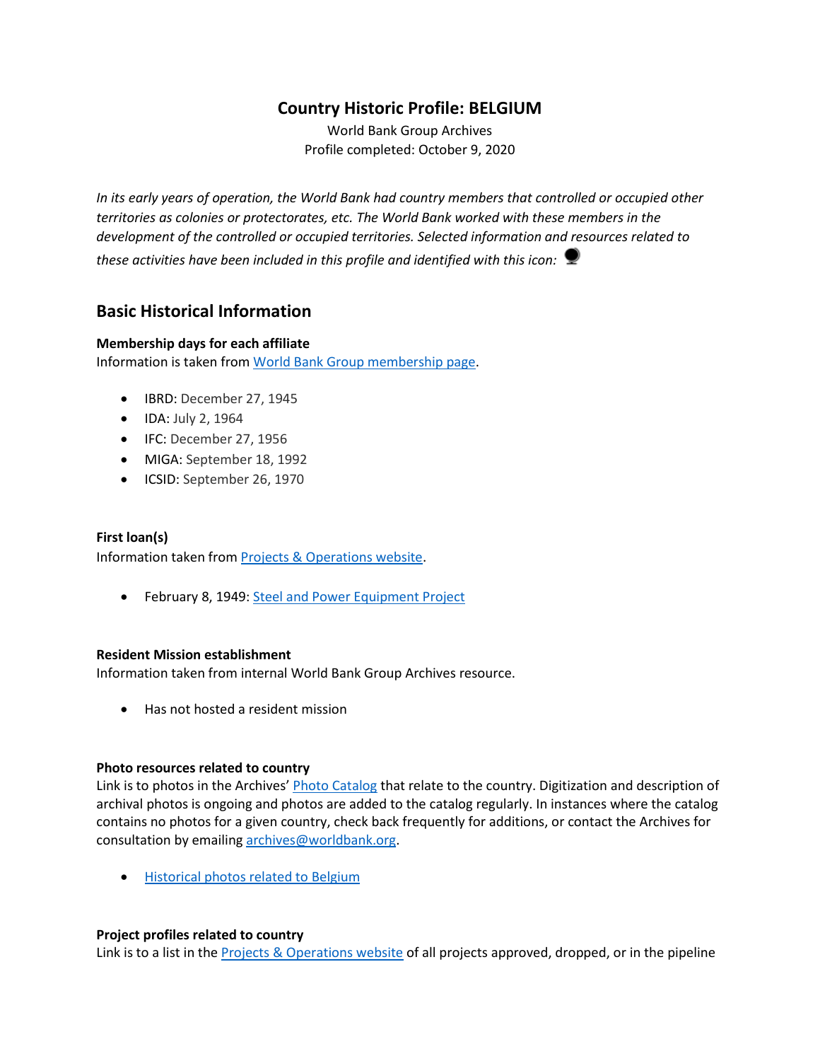# Country Historic Profile: BELGIUM

World Bank Group Archives
Profile completed: October 9, 2020

*In its early years of operation, the World Bank had country members that controlled or occupied other territories as colonies or protectorates, etc. The World Bank worked with these members in the development of the controlled or occupied territories. Selected information and resources related to these activities have been included in this profile and identified with this icon:*

## Basic Historical Information

**Membership days for each affiliate**

Information is taken from World Bank Group membership page.

- IBRD: December 27, 1945
- IDA: July 2, 1964
- IFC: December 27, 1956
- MIGA: September 18, 1992
- ICSID: September 26, 1970

**First loan(s)**

Information taken from Projects & Operations website.

- February 8, 1949: Steel and Power Equipment Project

**Resident Mission establishment**

Information taken from internal World Bank Group Archives resource.

- Has not hosted a resident mission

**Photo resources related to country**

Link is to photos in the Archives' Photo Catalog that relate to the country. Digitization and description of archival photos is ongoing and photos are added to the catalog regularly. In instances where the catalog contains no photos for a given country, check back frequently for additions, or contact the Archives for consultation by emailing archives@worldbank.org.

- Historical photos related to Belgium

**Project profiles related to country**

Link is to a list in the Projects & Operations website of all projects approved, dropped, or in the pipeline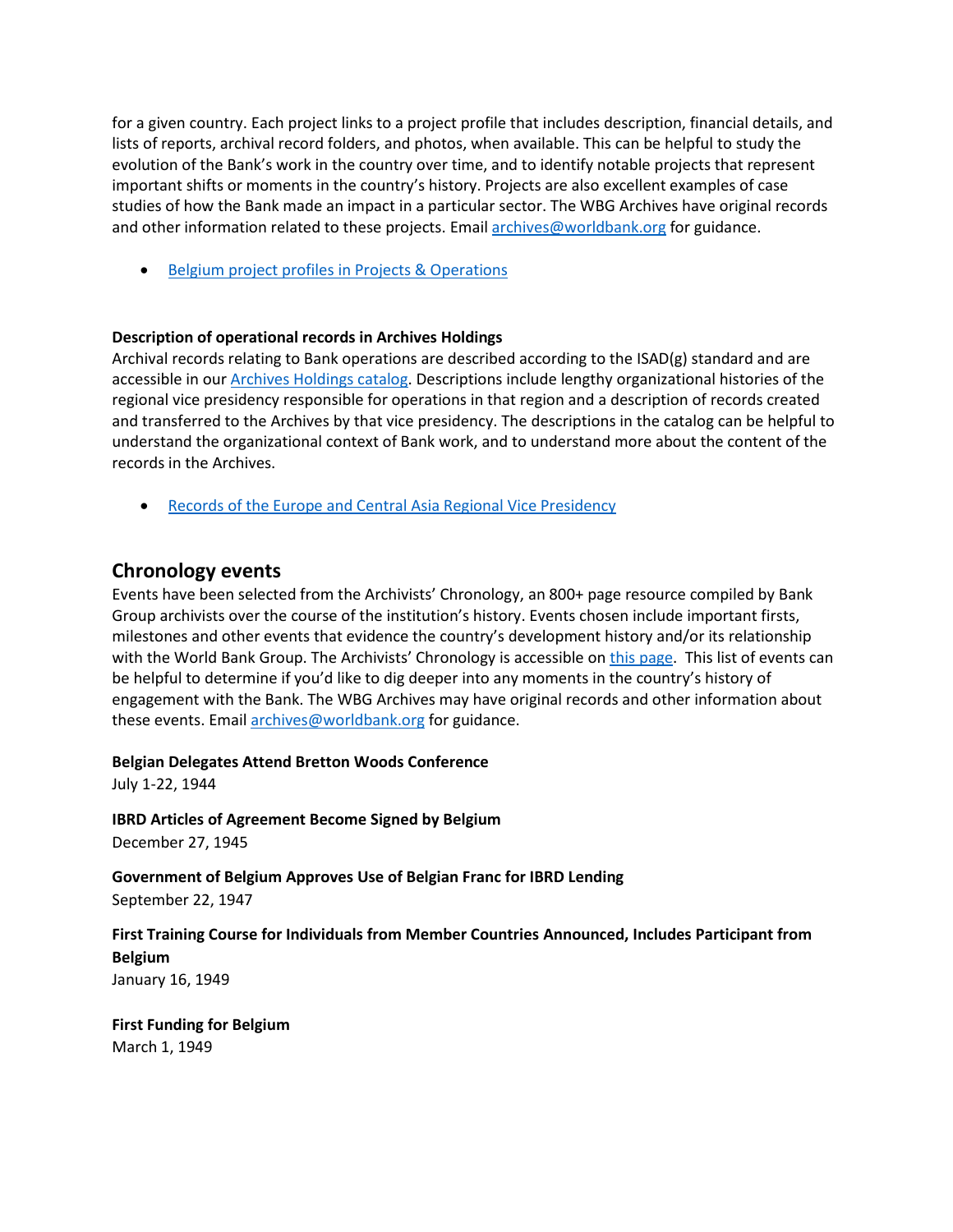for a given country. Each project links to a project profile that includes description, financial details, and lists of reports, archival record folders, and photos, when available. This can be helpful to study the evolution of the Bank's work in the country over time, and to identify notable projects that represent important shifts or moments in the country's history. Projects are also excellent examples of case studies of how the Bank made an impact in a particular sector. The WBG Archives have original records and other information related to these projects. Email [archives@worldbank.org](mailto:archives@worldbank.org) for guidance.

- [Belgium project profiles in Projects & Operations]()

**Description of operational records in Archives Holdings**
Archival records relating to Bank operations are described according to the ISAD(g) standard and are accessible in our [Archives Holdings catalog](). Descriptions include lengthy organizational histories of the regional vice presidency responsible for operations in that region and a description of records created and transferred to the Archives by that vice presidency. The descriptions in the catalog can be helpful to understand the organizational context of Bank work, and to understand more about the content of the records in the Archives.

- [Records of the Europe and Central Asia Regional Vice Presidency]()

## Chronology events

Events have been selected from the Archivists' Chronology, an 800+ page resource compiled by Bank Group archivists over the course of the institution's history. Events chosen include important firsts, milestones and other events that evidence the country's development history and/or its relationship with the World Bank Group. The Archivists' Chronology is accessible on [this page](). This list of events can be helpful to determine if you'd like to dig deeper into any moments in the country's history of engagement with the Bank. The WBG Archives may have original records and other information about these events. Email [archives@worldbank.org](mailto:archives@worldbank.org) for guidance.

**Belgian Delegates Attend Bretton Woods Conference**
July 1-22, 1944

**IBRD Articles of Agreement Become Signed by Belgium**
December 27, 1945

**Government of Belgium Approves Use of Belgian Franc for IBRD Lending**
September 22, 1947

**First Training Course for Individuals from Member Countries Announced, Includes Participant from Belgium**
January 16, 1949

**First Funding for Belgium**
March 1, 1949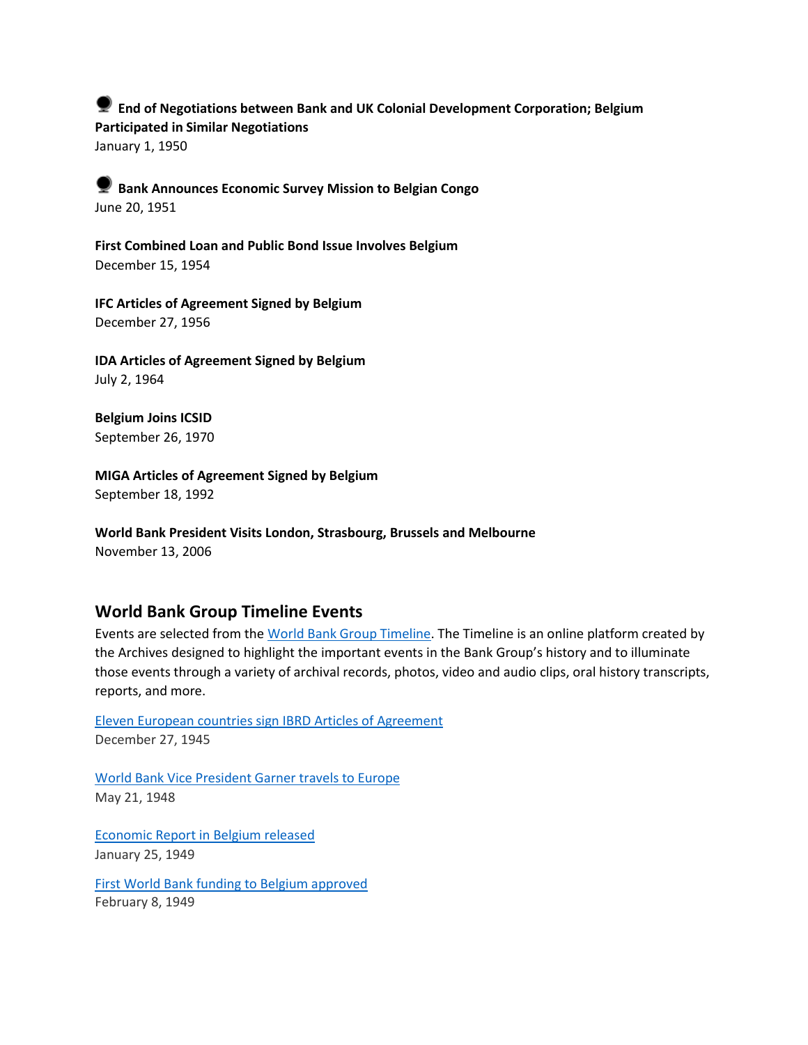**End of Negotiations between Bank and UK Colonial Development Corporation; Belgium Participated in Similar Negotiations**
January 1, 1950

**Bank Announces Economic Survey Mission to Belgian Congo**
June 20, 1951

**First Combined Loan and Public Bond Issue Involves Belgium**
December 15, 1954

**IFC Articles of Agreement Signed by Belgium**
December 27, 1956

**IDA Articles of Agreement Signed by Belgium**
July 2, 1964

**Belgium Joins ICSID**
September 26, 1970

**MIGA Articles of Agreement Signed by Belgium**
September 18, 1992

**World Bank President Visits London, Strasbourg, Brussels and Melbourne**
November 13, 2006

## World Bank Group Timeline Events

Events are selected from the World Bank Group Timeline. The Timeline is an online platform created by the Archives designed to highlight the important events in the Bank Group's history and to illuminate those events through a variety of archival records, photos, video and audio clips, oral history transcripts, reports, and more.

Eleven European countries sign IBRD Articles of Agreement
December 27, 1945

World Bank Vice President Garner travels to Europe
May 21, 1948

Economic Report in Belgium released
January 25, 1949

First World Bank funding to Belgium approved
February 8, 1949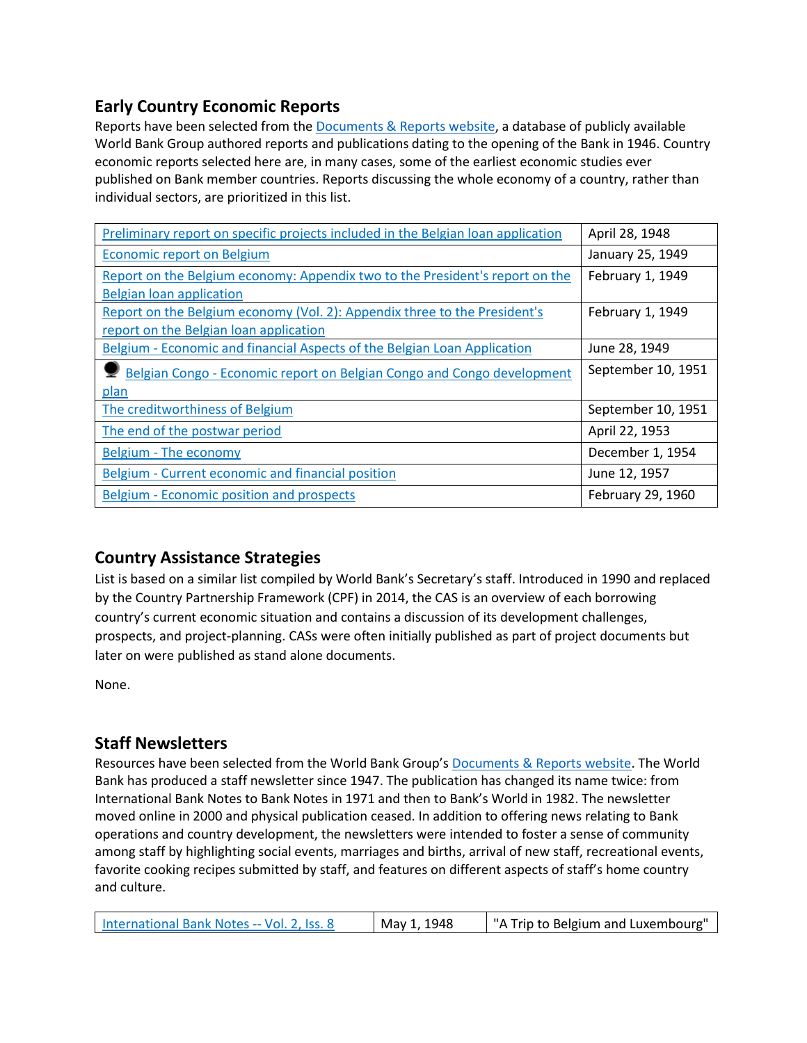## Early Country Economic Reports

Reports have been selected from the Documents & Reports website, a database of publicly available World Bank Group authored reports and publications dating to the opening of the Bank in 1946. Country economic reports selected here are, in many cases, some of the earliest economic studies ever published on Bank member countries. Reports discussing the whole economy of a country, rather than individual sectors, are prioritized in this list.

| | |
|---|---|
| Preliminary report on specific projects included in the Belgian loan application | April 28, 1948 |
| Economic report on Belgium | January 25, 1949 |
| Report on the Belgium economy: Appendix two to the President's report on the Belgian loan application | February 1, 1949 |
| Report on the Belgium economy (Vol. 2): Appendix three to the President's report on the Belgian loan application | February 1, 1949 |
| Belgium - Economic and financial Aspects of the Belgian Loan Application | June 28, 1949 |
| Belgian Congo - Economic report on Belgian Congo and Congo development plan | September 10, 1951 |
| The creditworthiness of Belgium | September 10, 1951 |
| The end of the postwar period | April 22, 1953 |
| Belgium - The economy | December 1, 1954 |
| Belgium - Current economic and financial position | June 12, 1957 |
| Belgium - Economic position and prospects | February 29, 1960 |

## Country Assistance Strategies

List is based on a similar list compiled by World Bank's Secretary's staff. Introduced in 1990 and replaced by the Country Partnership Framework (CPF) in 2014, the CAS is an overview of each borrowing country's current economic situation and contains a discussion of its development challenges, prospects, and project-planning. CASs were often initially published as part of project documents but later on were published as stand alone documents.

None.

## Staff Newsletters

Resources have been selected from the World Bank Group's Documents & Reports website. The World Bank has produced a staff newsletter since 1947. The publication has changed its name twice: from International Bank Notes to Bank Notes in 1971 and then to Bank's World in 1982. The newsletter moved online in 2000 and physical publication ceased. In addition to offering news relating to Bank operations and country development, the newsletters were intended to foster a sense of community among staff by highlighting social events, marriages and births, arrival of new staff, recreational events, favorite cooking recipes submitted by staff, and features on different aspects of staff's home country and culture.

| | | |
|---|---|---|
| International Bank Notes -- Vol. 2, Iss. 8 | May 1, 1948 | "A Trip to Belgium and Luxembourg" |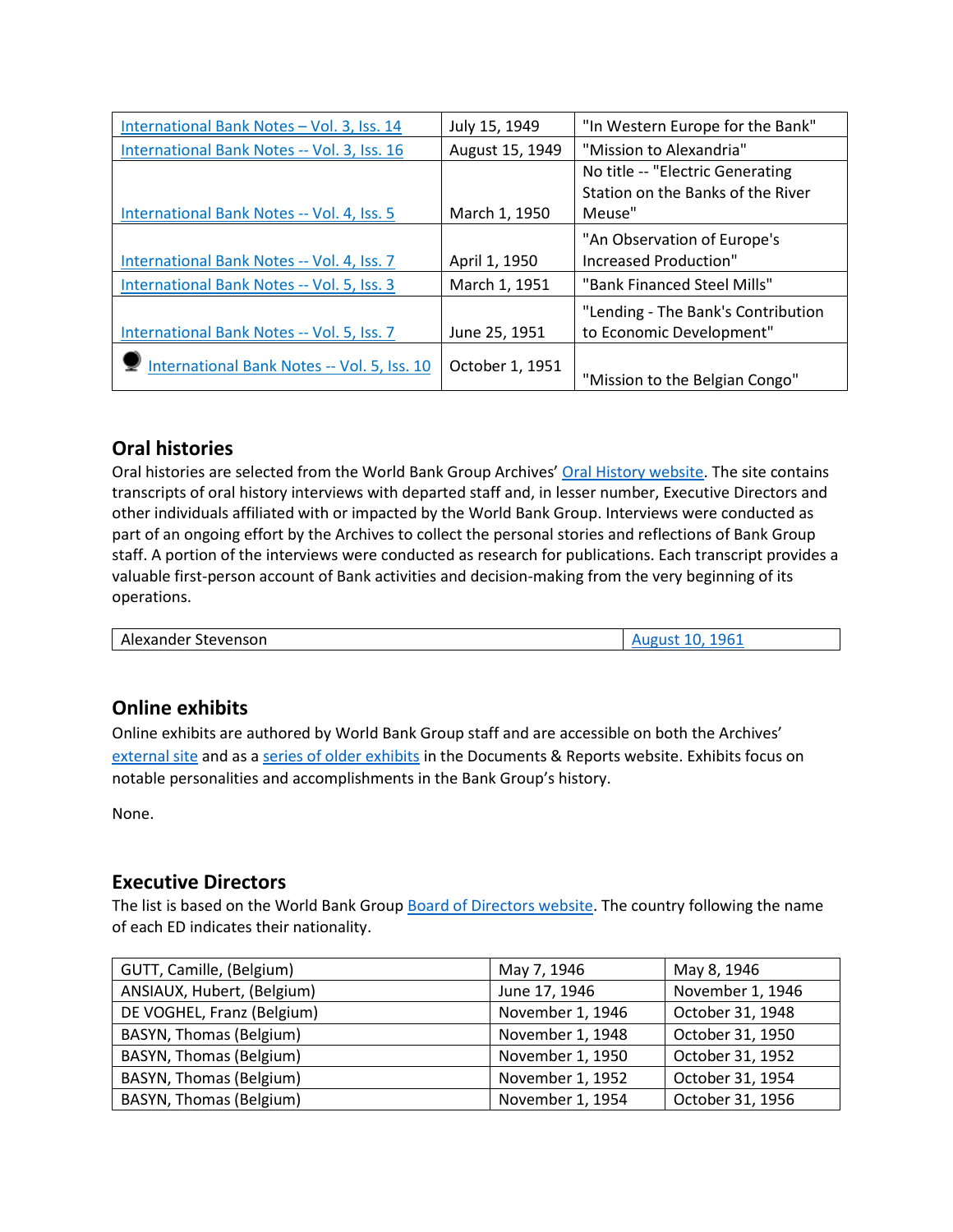| International Bank Notes – Vol. 3, Iss. 14 | July 15, 1949 | "In Western Europe for the Bank" |
|---|---|---|
| International Bank Notes -- Vol. 3, Iss. 16 | August 15, 1949 | "Mission to Alexandria" |
| International Bank Notes -- Vol. 4, Iss. 5 | March 1, 1950 | No title -- "Electric Generating Station on the Banks of the River Meuse" |
| International Bank Notes -- Vol. 4, Iss. 7 | April 1, 1950 | "An Observation of Europe's Increased Production" |
| International Bank Notes -- Vol. 5, Iss. 3 | March 1, 1951 | "Bank Financed Steel Mills" |
| International Bank Notes -- Vol. 5, Iss. 7 | June 25, 1951 | "Lending - The Bank's Contribution to Economic Development" |
| International Bank Notes -- Vol. 5, Iss. 10 | October 1, 1951 | "Mission to the Belgian Congo" |

## Oral histories

Oral histories are selected from the World Bank Group Archives' Oral History website. The site contains transcripts of oral history interviews with departed staff and, in lesser number, Executive Directors and other individuals affiliated with or impacted by the World Bank Group. Interviews were conducted as part of an ongoing effort by the Archives to collect the personal stories and reflections of Bank Group staff. A portion of the interviews were conducted as research for publications. Each transcript provides a valuable first-person account of Bank activities and decision-making from the very beginning of its operations.

| Alexander Stevenson | August 10, 1961 |
|---|---|

## Online exhibits

Online exhibits are authored by World Bank Group staff and are accessible on both the Archives' external site and as a series of older exhibits in the Documents & Reports website. Exhibits focus on notable personalities and accomplishments in the Bank Group's history.

None.

## Executive Directors

The list is based on the World Bank Group Board of Directors website. The country following the name of each ED indicates their nationality.

| GUTT, Camille, (Belgium) | May 7, 1946 | May 8, 1946 |
|---|---|---|
| ANSIAUX, Hubert, (Belgium) | June 17, 1946 | November 1, 1946 |
| DE VOGHEL, Franz (Belgium) | November 1, 1946 | October 31, 1948 |
| BASYN, Thomas (Belgium) | November 1, 1948 | October 31, 1950 |
| BASYN, Thomas (Belgium) | November 1, 1950 | October 31, 1952 |
| BASYN, Thomas (Belgium) | November 1, 1952 | October 31, 1954 |
| BASYN, Thomas (Belgium) | November 1, 1954 | October 31, 1956 |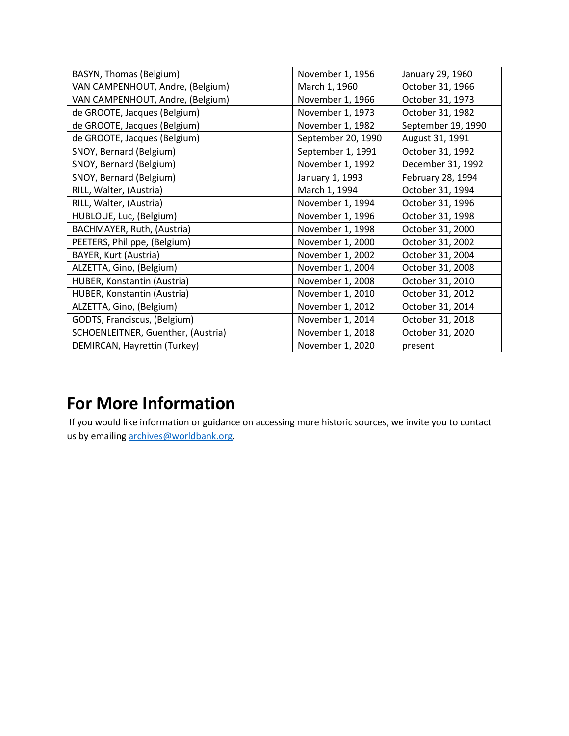| | | |
|---|---|---|
| BASYN, Thomas (Belgium) | November 1, 1956 | January 29, 1960 |
| VAN CAMPENHOUT, Andre, (Belgium) | March 1, 1960 | October 31, 1966 |
| VAN CAMPENHOUT, Andre, (Belgium) | November 1, 1966 | October 31, 1973 |
| de GROOTE, Jacques (Belgium) | November 1, 1973 | October 31, 1982 |
| de GROOTE, Jacques (Belgium) | November 1, 1982 | September 19, 1990 |
| de GROOTE, Jacques (Belgium) | September 20, 1990 | August 31, 1991 |
| SNOY, Bernard (Belgium) | September 1, 1991 | October 31, 1992 |
| SNOY, Bernard (Belgium) | November 1, 1992 | December 31, 1992 |
| SNOY, Bernard (Belgium) | January 1, 1993 | February 28, 1994 |
| RILL, Walter, (Austria) | March 1, 1994 | October 31, 1994 |
| RILL, Walter, (Austria) | November 1, 1994 | October 31, 1996 |
| HUBLOUE, Luc, (Belgium) | November 1, 1996 | October 31, 1998 |
| BACHMAYER, Ruth, (Austria) | November 1, 1998 | October 31, 2000 |
| PEETERS, Philippe, (Belgium) | November 1, 2000 | October 31, 2002 |
| BAYER, Kurt (Austria) | November 1, 2002 | October 31, 2004 |
| ALZETTA, Gino, (Belgium) | November 1, 2004 | October 31, 2008 |
| HUBER, Konstantin (Austria) | November 1, 2008 | October 31, 2010 |
| HUBER, Konstantin (Austria) | November 1, 2010 | October 31, 2012 |
| ALZETTA, Gino, (Belgium) | November 1, 2012 | October 31, 2014 |
| GODTS, Franciscus, (Belgium) | November 1, 2014 | October 31, 2018 |
| SCHOENLEITNER, Guenther, (Austria) | November 1, 2018 | October 31, 2020 |
| DEMIRCAN, Hayrettin (Turkey) | November 1, 2020 | present |

# For More Information

If you would like information or guidance on accessing more historic sources, we invite you to contact us by emailing [archives@worldbank.org](mailto:archives@worldbank.org).